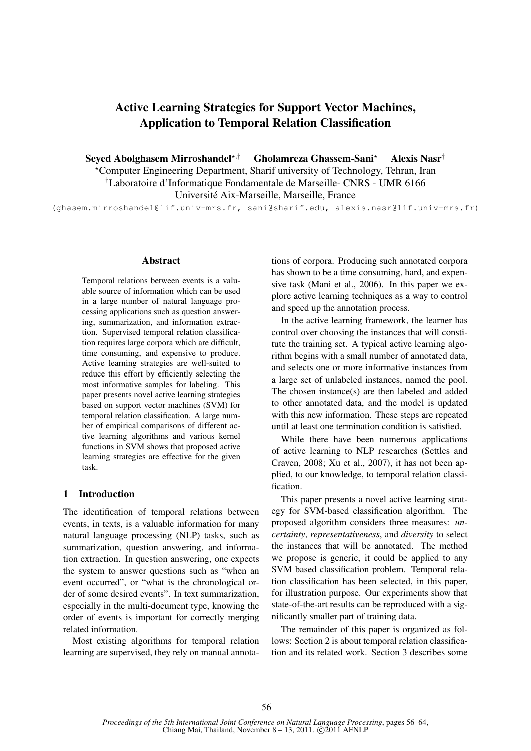# Active Learning Strategies for Support Vector Machines, Application to Temporal Relation Classification

**Seyed Abolghasem Mirroshandel**[⋆,†] **Gholamreza Ghassem-Sani**[⋆] **Alexis Nasr**[†]

[⋆]Computer Engineering Department, Sharif university of Technology, Tehran, Iran

[†]Laboratoire d'Informatique Fondamentale de Marseille- CNRS - UMR 6166

Université Aix-Marseille, Marseille, France

(ghasem.mirroshandel@lif.univ-mrs.fr, sani@sharif.edu, alexis.nasr@lif.univ-mrs.fr)

## Abstract

Temporal relations between events is a valuable source of information which can be used in a large number of natural language processing applications such as question answering, summarization, and information extraction. Supervised temporal relation classification requires large corpora which are difficult, time consuming, and expensive to produce. Active learning strategies are well-suited to reduce this effort by efficiently selecting the most informative samples for labeling. This paper presents novel active learning strategies based on support vector machines (SVM) for temporal relation classification. A large number of empirical comparisons of different active learning algorithms and various kernel functions in SVM shows that proposed active learning strategies are effective for the given task.

## 1 Introduction

The identification of temporal relations between events, in texts, is a valuable information for many natural language processing (NLP) tasks, such as summarization, question answering, and information extraction. In question answering, one expects the system to answer questions such as "when an event occurred", or "what is the chronological order of some desired events". In text summarization, especially in the multi-document type, knowing the order of events is important for correctly merging related information.

Most existing algorithms for temporal relation learning are supervised, they rely on manual annotations of corpora. Producing such annotated corpora has shown to be a time consuming, hard, and expensive task (Mani et al., 2006). In this paper we explore active learning techniques as a way to control and speed up the annotation process.

In the active learning framework, the learner has control over choosing the instances that will constitute the training set. A typical active learning algorithm begins with a small number of annotated data, and selects one or more informative instances from a large set of unlabeled instances, named the pool. The chosen instance(s) are then labeled and added to other annotated data, and the model is updated with this new information. These steps are repeated until at least one termination condition is satisfied.

While there have been numerous applications of active learning to NLP researches (Settles and Craven, 2008; Xu et al., 2007), it has not been applied, to our knowledge, to temporal relation classification.

This paper presents a novel active learning strategy for SVM-based classification algorithm. The proposed algorithm considers three measures: *uncertainty*, *representativeness*, and *diversity* to select the instances that will be annotated. The method we propose is generic, it could be applied to any SVM based classification problem. Temporal relation classification has been selected, in this paper, for illustration purpose. Our experiments show that state-of-the-art results can be reproduced with a significantly smaller part of training data.

The remainder of this paper is organized as follows: Section 2 is about temporal relation classification and its related work. Section 3 describes some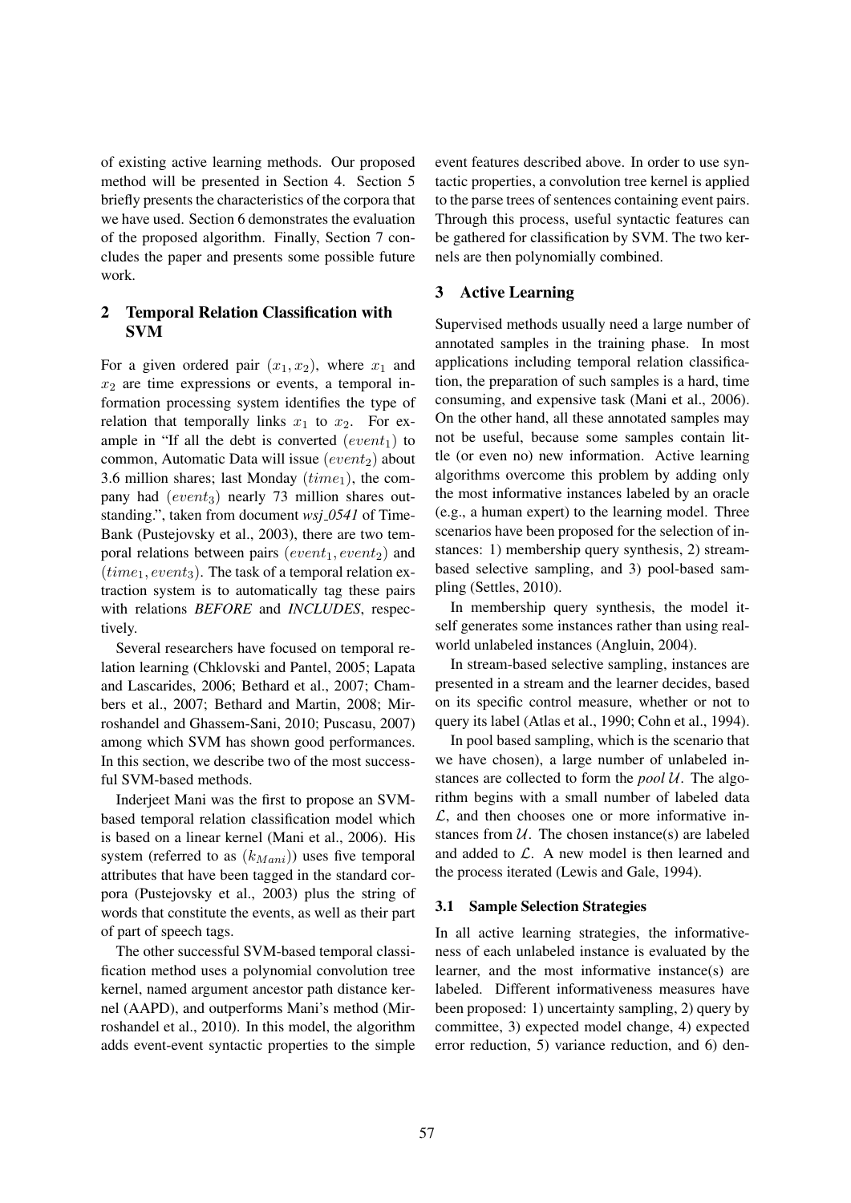of existing active learning methods. Our proposed method will be presented in Section 4. Section 5 briefly presents the characteristics of the corpora that we have used. Section 6 demonstrates the evaluation of the proposed algorithm. Finally, Section 7 concludes the paper and presents some possible future work.

## 2 Temporal Relation Classification with SVM

For a given ordered pair $(x_1, x_2)$, where $x_1$ and $x_2$ are time expressions or events, a temporal information processing system identifies the type of relation that temporally links $x_1$ to $x_2$. For example in "If all the debt is converted $(event_1)$ to common, Automatic Data will issue $(event_2)$ about 3.6 million shares; last Monday $(time_1)$, the company had $(event_3)$ nearly 73 million shares outstanding.", taken from document *wsj_0541* of TimeBank (Pustejovsky et al., 2003), there are two temporal relations between pairs $(event_1, event_2)$ and $(time_1, event_3)$. The task of a temporal relation extraction system is to automatically tag these pairs with relations *BEFORE* and *INCLUDES*, respectively.

Several researchers have focused on temporal relation learning (Chklovski and Pantel, 2005; Lapata and Lascarides, 2006; Bethard et al., 2007; Chambers et al., 2007; Bethard and Martin, 2008; Mirroshandel and Ghassem-Sani, 2010; Puscasu, 2007) among which SVM has shown good performances. In this section, we describe two of the most successful SVM-based methods.

Inderjeet Mani was the first to propose an SVM-based temporal relation classification model which is based on a linear kernel (Mani et al., 2006). His system (referred to as $(k_{Mani})$) uses five temporal attributes that have been tagged in the standard corpora (Pustejovsky et al., 2003) plus the string of words that constitute the events, as well as their part of part of speech tags.

The other successful SVM-based temporal classification method uses a polynomial convolution tree kernel, named argument ancestor path distance kernel (AAPD), and outperforms Mani's method (Mirroshandel et al., 2010). In this model, the algorithm adds event-event syntactic properties to the simple event features described above. In order to use syntactic properties, a convolution tree kernel is applied to the parse trees of sentences containing event pairs. Through this process, useful syntactic features can be gathered for classification by SVM. The two kernels are then polynomially combined.

## 3 Active Learning

Supervised methods usually need a large number of annotated samples in the training phase. In most applications including temporal relation classification, the preparation of such samples is a hard, time consuming, and expensive task (Mani et al., 2006). On the other hand, all these annotated samples may not be useful, because some samples contain little (or even no) new information. Active learning algorithms overcome this problem by adding only the most informative instances labeled by an oracle (e.g., a human expert) to the learning model. Three scenarios have been proposed for the selection of instances: 1) membership query synthesis, 2) stream-based selective sampling, and 3) pool-based sampling (Settles, 2010).

In membership query synthesis, the model itself generates some instances rather than using real-world unlabeled instances (Angluin, 2004).

In stream-based selective sampling, instances are presented in a stream and the learner decides, based on its specific control measure, whether or not to query its label (Atlas et al., 1990; Cohn et al., 1994).

In pool based sampling, which is the scenario that we have chosen), a large number of unlabeled instances are collected to form the *pool* $\mathcal{U}$. The algorithm begins with a small number of labeled data $\mathcal{L}$, and then chooses one or more informative instances from $\mathcal{U}$. The chosen instance(s) are labeled and added to $\mathcal{L}$. A new model is then learned and the process iterated (Lewis and Gale, 1994).

### 3.1 Sample Selection Strategies

In all active learning strategies, the informativeness of each unlabeled instance is evaluated by the learner, and the most informative instance(s) are labeled. Different informativeness measures have been proposed: 1) uncertainty sampling, 2) query by committee, 3) expected model change, 4) expected error reduction, 5) variance reduction, and 6) den-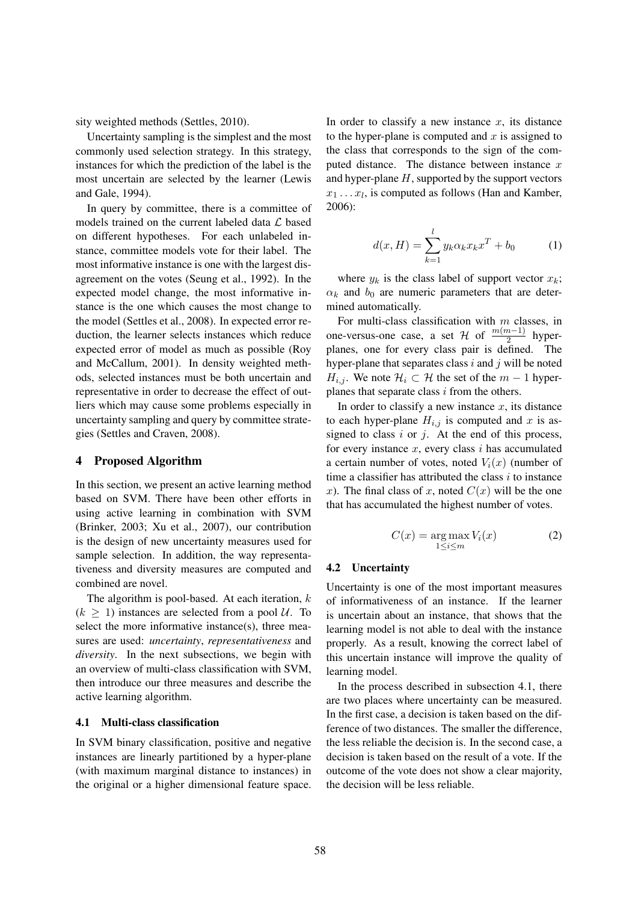sity weighted methods (Settles, 2010).

Uncertainty sampling is the simplest and the most commonly used selection strategy. In this strategy, instances for which the prediction of the label is the most uncertain are selected by the learner (Lewis and Gale, 1994).

In query by committee, there is a committee of models trained on the current labeled data $\mathcal{L}$ based on different hypotheses. For each unlabeled instance, committee models vote for their label. The most informative instance is one with the largest disagreement on the votes (Seung et al., 1992). In the expected model change, the most informative instance is the one which causes the most change to the model (Settles et al., 2008). In expected error reduction, the learner selects instances which reduce expected error of model as much as possible (Roy and McCallum, 2001). In density weighted methods, selected instances must be both uncertain and representative in order to decrease the effect of outliers which may cause some problems especially in uncertainty sampling and query by committee strategies (Settles and Craven, 2008).

## 4 Proposed Algorithm

In this section, we present an active learning method based on SVM. There have been other efforts in using active learning in combination with SVM (Brinker, 2003; Xu et al., 2007), our contribution is the design of new uncertainty measures used for sample selection. In addition, the way representativeness and diversity measures are computed and combined are novel.

The algorithm is pool-based. At each iteration, $k$ ($k \geq 1$) instances are selected from a pool $\mathcal{U}$. To select the more informative instance(s), three measures are used: *uncertainty*, *representativeness* and *diversity*. In the next subsections, we begin with an overview of multi-class classification with SVM, then introduce our three measures and describe the active learning algorithm.

### 4.1 Multi-class classification

In SVM binary classification, positive and negative instances are linearly partitioned by a hyper-plane (with maximum marginal distance to instances) in the original or a higher dimensional feature space. In order to classify a new instance $x$, its distance to the hyper-plane is computed and $x$ is assigned to the class that corresponds to the sign of the computed distance. The distance between instance $x$ and hyper-plane $H$, supported by the support vectors $x_1 \ldots x_l$, is computed as follows (Han and Kamber, 2006):

$$d(x, H) = \sum_{k=1}^{l} y_k \alpha_k x_k x^T + b_0 \tag{1}$$

where $y_k$ is the class label of support vector $x_k$; $\alpha_k$ and $b_0$ are numeric parameters that are determined automatically.

For multi-class classification with $m$ classes, in one-versus-one case, a set $\mathcal{H}$ of $\frac{m(m-1)}{2}$ hyper-planes, one for every class pair is defined. The hyper-plane that separates class $i$ and $j$ will be noted $H_{i,j}$. We note $\mathcal{H}_i \subset \mathcal{H}$ the set of the $m-1$ hyper-planes that separate class $i$ from the others.

In order to classify a new instance $x$, its distance to each hyper-plane $H_{i,j}$ is computed and $x$ is assigned to class $i$ or $j$. At the end of this process, for every instance $x$, every class $i$ has accumulated a certain number of votes, noted $V_i(x)$ (number of time a classifier has attributed the class $i$ to instance $x$). The final class of $x$, noted $C(x)$ will be the one that has accumulated the highest number of votes.

$$C(x) = \underset{1 \leq i \leq m}{\arg\max} \, V_i(x) \tag{2}$$

### 4.2 Uncertainty

Uncertainty is one of the most important measures of informativeness of an instance. If the learner is uncertain about an instance, that shows that the learning model is not able to deal with the instance properly. As a result, knowing the correct label of this uncertain instance will improve the quality of learning model.

In the process described in subsection 4.1, there are two places where uncertainty can be measured. In the first case, a decision is taken based on the difference of two distances. The smaller the difference, the less reliable the decision is. In the second case, a decision is taken based on the result of a vote. If the outcome of the vote does not show a clear majority, the decision will be less reliable.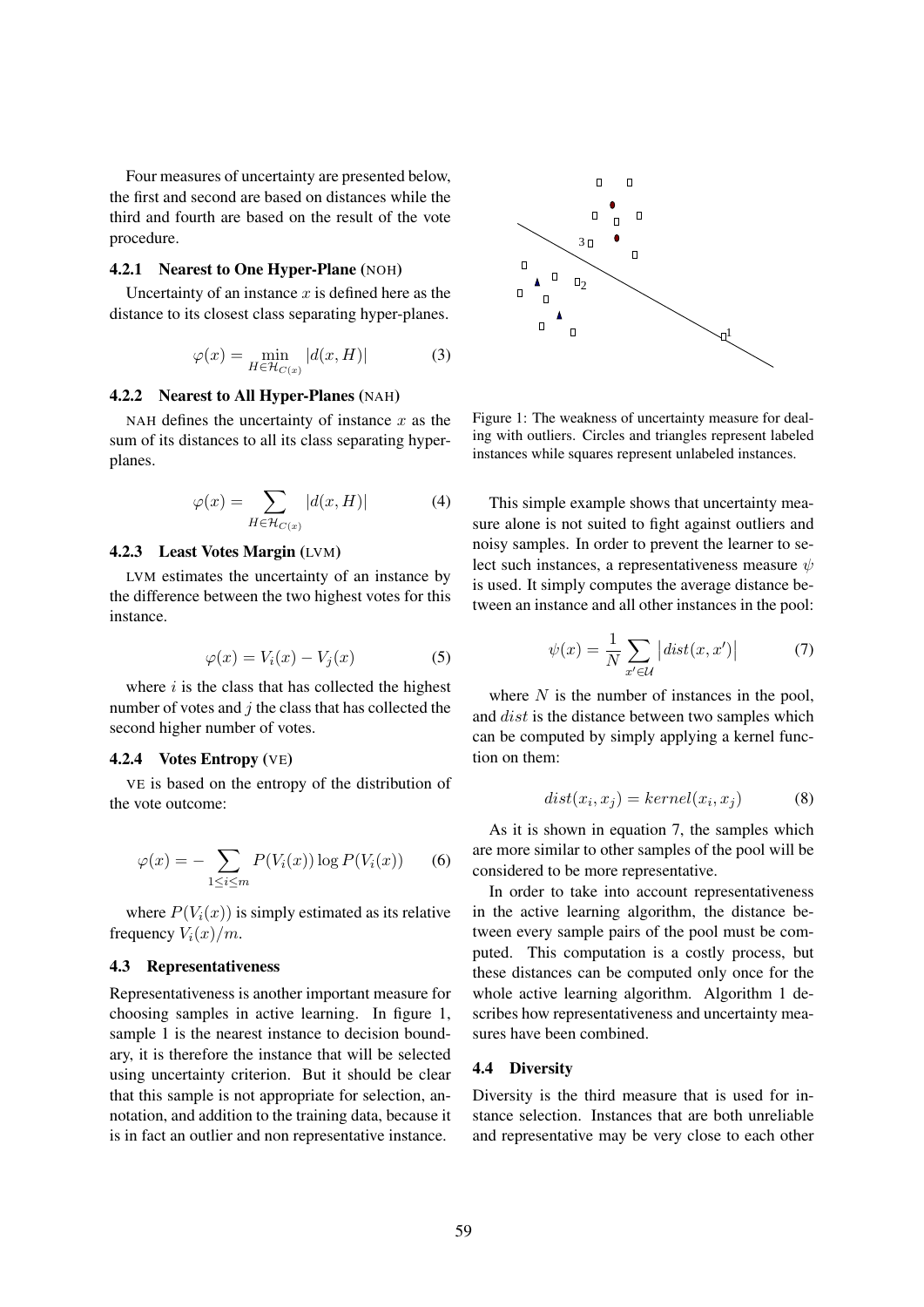Four measures of uncertainty are presented below, the first and second are based on distances while the third and fourth are based on the result of the vote procedure.

#### 4.2.1 Nearest to One Hyper-Plane (NOH)

Uncertainty of an instance $x$ is defined here as the distance to its closest class separating hyper-planes.

$$\varphi(x) = \min_{H \in \mathcal{H}_{C(x)}} |d(x, H)| \quad (3)$$

#### 4.2.2 Nearest to All Hyper-Planes (NAH)

NAH defines the uncertainty of instance $x$ as the sum of its distances to all its class separating hyper-planes.

$$\varphi(x) = \sum_{H \in \mathcal{H}_{C(x)}} |d(x, H)| \quad (4)$$

#### 4.2.3 Least Votes Margin (LVM)

LVM estimates the uncertainty of an instance by the difference between the two highest votes for this instance.

$$\varphi(x) = V_i(x) - V_j(x) \quad (5)$$

where $i$ is the class that has collected the highest number of votes and $j$ the class that has collected the second higher number of votes.

#### 4.2.4 Votes Entropy (VE)

VE is based on the entropy of the distribution of the vote outcome:

$$\varphi(x) = -\sum_{1 \leq i \leq m} P(V_i(x)) \log P(V_i(x)) \quad (6)$$

where $P(V_i(x))$ is simply estimated as its relative frequency $V_i(x)/m$.

### 4.3 Representativeness

Representativeness is another important measure for choosing samples in active learning. In figure 1, sample 1 is the nearest instance to decision boundary, it is therefore the instance that will be selected using uncertainty criterion. But it should be clear that this sample is not appropriate for selection, annotation, and addition to the training data, because it is in fact an outlier and non representative instance.

Figure 1: The weakness of uncertainty measure for dealing with outliers. Circles and triangles represent labeled instances while squares represent unlabeled instances.

This simple example shows that uncertainty measure alone is not suited to fight against outliers and noisy samples. In order to prevent the learner to select such instances, a representativeness measure $\psi$ is used. It simply computes the average distance between an instance and all other instances in the pool:

$$\psi(x) = \frac{1}{N} \sum_{x' \in \mathcal{U}} \left| dist(x, x') \right| \quad (7)$$

where $N$ is the number of instances in the pool, and $dist$ is the distance between two samples which can be computed by simply applying a kernel function on them:

$$dist(x_i, x_j) = kernel(x_i, x_j) \quad (8)$$

As it is shown in equation 7, the samples which are more similar to other samples of the pool will be considered to be more representative.

In order to take into account representativeness in the active learning algorithm, the distance between every sample pairs of the pool must be computed. This computation is a costly process, but these distances can be computed only once for the whole active learning algorithm. Algorithm 1 describes how representativeness and uncertainty measures have been combined.

### 4.4 Diversity

Diversity is the third measure that is used for instance selection. Instances that are both unreliable and representative may be very close to each other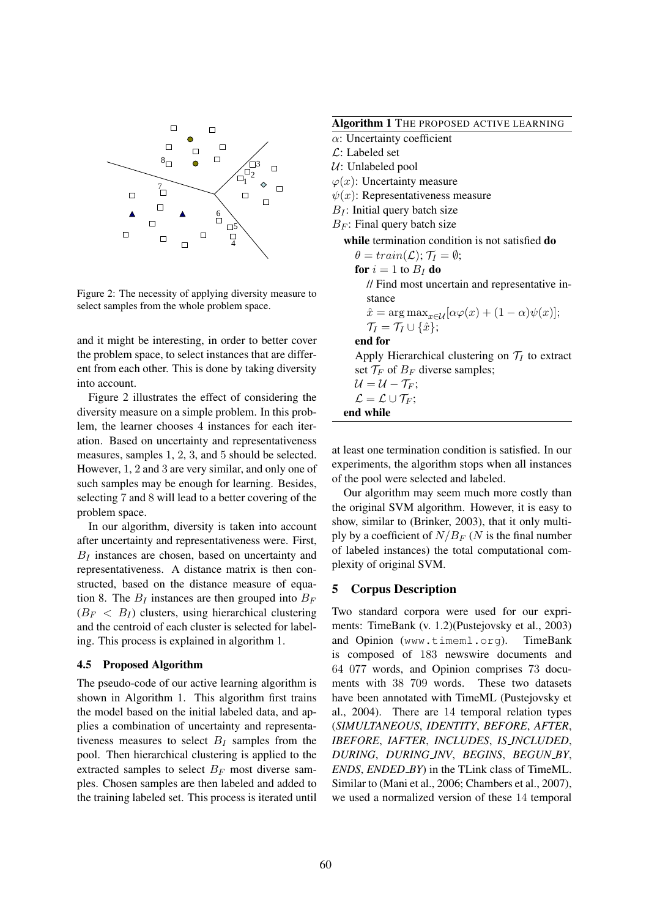Figure 2: The necessity of applying diversity measure to select samples from the whole problem space.

and it might be interesting, in order to better cover the problem space, to select instances that are different from each other. This is done by taking diversity into account.

Figure 2 illustrates the effect of considering the diversity measure on a simple problem. In this problem, the learner chooses 4 instances for each iteration. Based on uncertainty and representativeness measures, samples 1, 2, 3, and 5 should be selected. However, 1, 2 and 3 are very similar, and only one of such samples may be enough for learning. Besides, selecting 7 and 8 will lead to a better covering of the problem space.

In our algorithm, diversity is taken into account after uncertainty and representativeness were. First, $B_I$ instances are chosen, based on uncertainty and representativeness. A distance matrix is then constructed, based on the distance measure of equation 8. The $B_I$ instances are then grouped into $B_F$ ($B_F < B_I$) clusters, using hierarchical clustering and the centroid of each cluster is selected for labeling. This process is explained in algorithm 1.

### 4.5 Proposed Algorithm

The pseudo-code of our active learning algorithm is shown in Algorithm 1. This algorithm first trains the model based on the initial labeled data, and applies a combination of uncertainty and representativeness measures to select $B_I$ samples from the pool. Then hierarchical clustering is applied to the extracted samples to select $B_F$ most diverse samples. Chosen samples are then labeled and added to the training labeled set. This process is iterated until at least one termination condition is satisfied. In our experiments, the algorithm stops when all instances of the pool were selected and labeled.

**Algorithm 1** THE PROPOSED ACTIVE LEARNING

$\alpha$: Uncertainty coefficient
$\mathcal{L}$: Labeled set
$\mathcal{U}$: Unlabeled pool
$\varphi(x)$: Uncertainty measure
$\psi(x)$: Representativeness measure
$B_I$: Initial query batch size
$B_F$: Final query batch size

**while** termination condition is not satisfied **do**
  $\theta = train(\mathcal{L})$; $\mathcal{T}_I = \emptyset$;
  **for** $i = 1$ to $B_I$ **do**
    // Find most uncertain and representative instance
    $\hat{x} = \arg\max_{x \in \mathcal{U}}[\alpha\varphi(x) + (1-\alpha)\psi(x)]$;
    $\mathcal{T}_I = \mathcal{T}_I \cup \{\hat{x}\}$;
  **end for**
  Apply Hierarchical clustering on $\mathcal{T}_I$ to extract set $\mathcal{T}_F$ of $B_F$ diverse samples;
  $\mathcal{U} = \mathcal{U} - \mathcal{T}_F$;
  $\mathcal{L} = \mathcal{L} \cup \mathcal{T}_F$;
**end while**

Our algorithm may seem much more costly than the original SVM algorithm. However, it is easy to show, similar to (Brinker, 2003), that it only multiply by a coefficient of $N/B_F$ ($N$ is the final number of labeled instances) the total computational complexity of original SVM.

## 5 Corpus Description

Two standard corpora were used for our expriments: TimeBank (v. 1.2)(Pustejovsky et al., 2003) and Opinion (`www.timeml.org`). TimeBank is composed of 183 newswire documents and 64 077 words, and Opinion comprises 73 documents with 38 709 words. These two datasets have been annotated with TimeML (Pustejovsky et al., 2004). There are 14 temporal relation types (*SIMULTANEOUS*, *IDENTITY*, *BEFORE*, *AFTER*, *IBEFORE*, *IAFTER*, *INCLUDES*, *IS_INCLUDED*, *DURING*, *DURING_INV*, *BEGINS*, *BEGUN_BY*, *ENDS*, *ENDED_BY*) in the TLink class of TimeML. Similar to (Mani et al., 2006; Chambers et al., 2007), we used a normalized version of these 14 temporal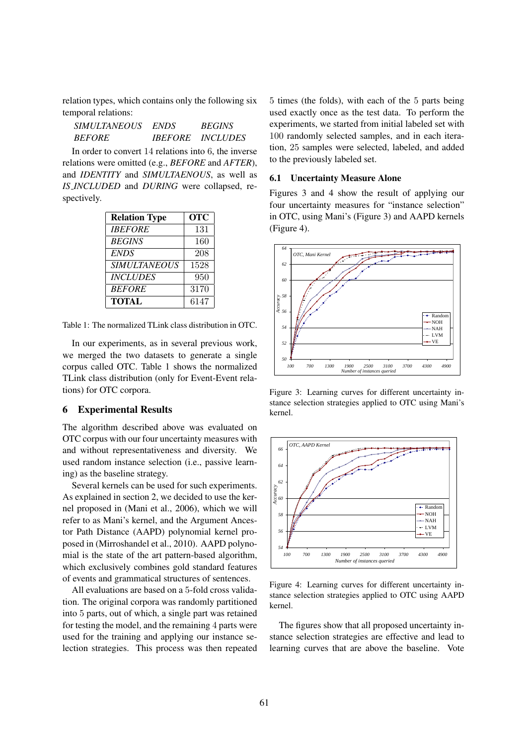relation types, which contains only the following six temporal relations:

| | | |
|---|---|---|
| *SIMULTANEOUS* | *ENDS* | *BEGINS* |
| *BEFORE* | *IBEFORE* | *INCLUDES* |

In order to convert 14 relations into 6, the inverse relations were omitted (e.g., *BEFORE* and *AFTER*), and *IDENTITY* and *SIMULTAENOUS*, as well as *IS_INCLUDED* and *DURING* were collapsed, respectively.

| Relation Type | OTC |
|---|---|
| *IBEFORE* | 131 |
| *BEGINS* | 160 |
| *ENDS* | 208 |
| *SIMULTANEOUS* | 1528 |
| *INCLUDES* | 950 |
| *BEFORE* | 3170 |
| **TOTAL** | 6147 |

Table 1: The normalized TLink class distribution in OTC.

In our experiments, as in several previous work, we merged the two datasets to generate a single corpus called OTC. Table 1 shows the normalized TLink class distribution (only for Event-Event relations) for OTC corpora.

## 6 Experimental Results

The algorithm described above was evaluated on OTC corpus with our four uncertainty measures with and without representativeness and diversity. We used random instance selection (i.e., passive learning) as the baseline strategy.

Several kernels can be used for such experiments. As explained in section 2, we decided to use the kernel proposed in (Mani et al., 2006), which we will refer to as Mani's kernel, and the Argument Ancestor Path Distance (AAPD) polynomial kernel proposed in (Mirroshandel et al., 2010). AAPD polynomial is the state of the art pattern-based algorithm, which exclusively combines gold standard features of events and grammatical structures of sentences.

All evaluations are based on a 5-fold cross validation. The original corpora was randomly partitioned into 5 parts, out of which, a single part was retained for testing the model, and the remaining 4 parts were used for the training and applying our instance selection strategies. This process was then repeated 5 times (the folds), with each of the 5 parts being used exactly once as the test data. To perform the experiments, we started from initial labeled set with 100 randomly selected samples, and in each iteration, 25 samples were selected, labeled, and added to the previously labeled set.

### 6.1 Uncertainty Measure Alone

Figures 3 and 4 show the result of applying our four uncertainty measures for "instance selection" in OTC, using Mani's (Figure 3) and AAPD kernels (Figure 4).

Figure 3: Learning curves for different uncertainty instance selection strategies applied to OTC using Mani's kernel.

Figure 4: Learning curves for different uncertainty instance selection strategies applied to OTC using AAPD kernel.

The figures show that all proposed uncertainty instance selection strategies are effective and lead to learning curves that are above the baseline. Vote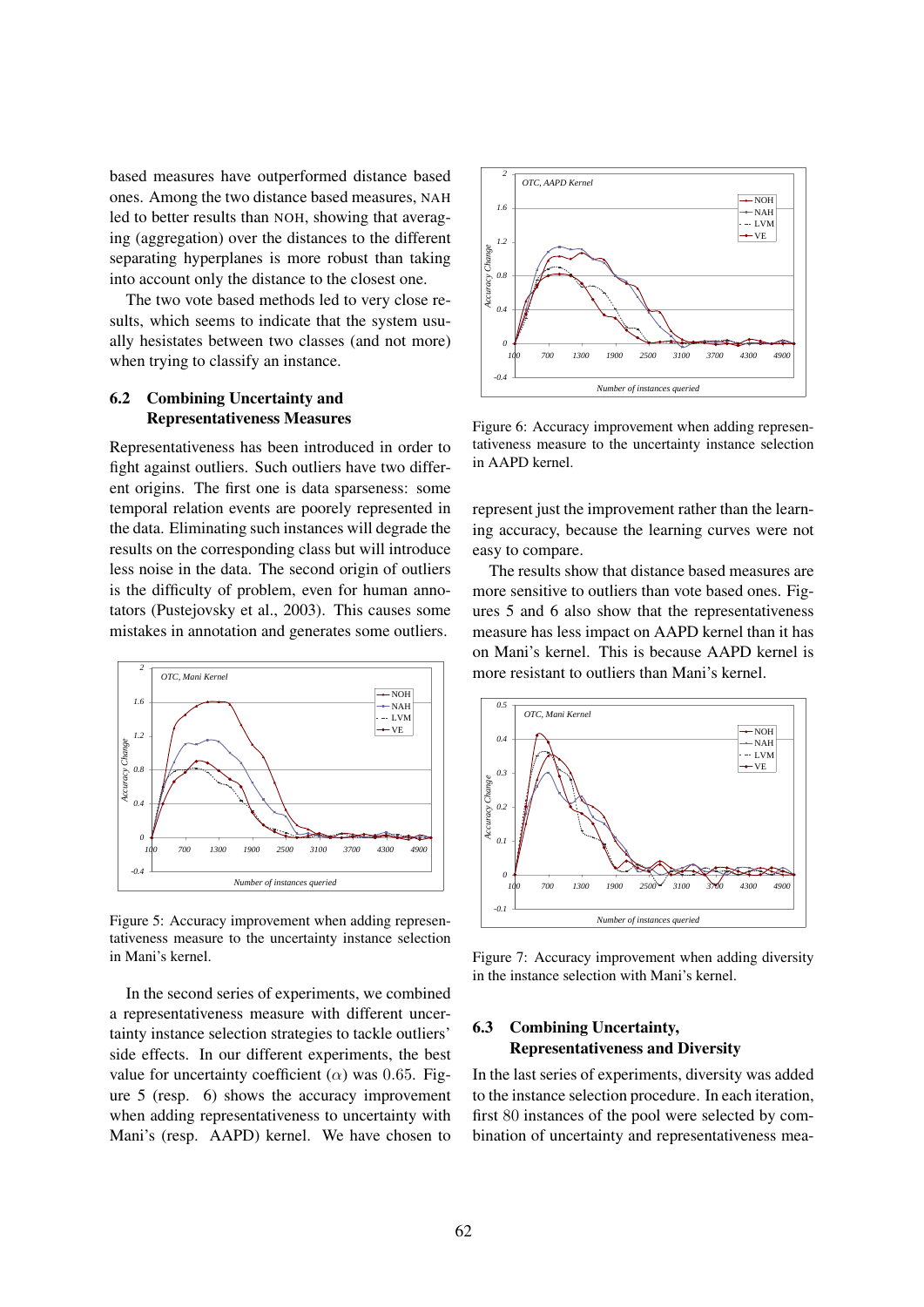based measures have outperformed distance based ones. Among the two distance based measures, NAH led to better results than NOH, showing that averaging (aggregation) over the distances to the different separating hyperplanes is more robust than taking into account only the distance to the closest one.

The two vote based methods led to very close results, which seems to indicate that the system usually hesitates between two classes (and not more) when trying to classify an instance.

### 6.2 Combining Uncertainty and Representativeness Measures

Representativeness has been introduced in order to fight against outliers. Such outliers have two different origins. The first one is data sparseness: some temporal relation events are poorly represented in the data. Eliminating such instances will degrade the results on the corresponding class but will introduce less noise in the data. The second origin of outliers is the difficulty of problem, even for human annotators (Pustejovsky et al., 2003). This causes some mistakes in annotation and generates some outliers.

Figure 5: Accuracy improvement when adding representativeness measure to the uncertainty instance selection in Mani's kernel.

In the second series of experiments, we combined a representativeness measure with different uncertainty instance selection strategies to tackle outliers' side effects. In our different experiments, the best value for uncertainty coefficient ($\alpha$) was 0.65. Figure 5 (resp. 6) shows the accuracy improvement when adding representativeness to uncertainty with Mani's (resp. AAPD) kernel. We have chosen to represent just the improvement rather than the learning accuracy, because the learning curves were not easy to compare.

Figure 6: Accuracy improvement when adding representativeness measure to the uncertainty instance selection in AAPD kernel.

The results show that distance based measures are more sensitive to outliers than vote based ones. Figures 5 and 6 also show that the representativeness measure has less impact on AAPD kernel than it has on Mani's kernel. This is because AAPD kernel is more resistant to outliers than Mani's kernel.

Figure 7: Accuracy improvement when adding diversity in the instance selection with Mani's kernel.

### 6.3 Combining Uncertainty, Representativeness and Diversity

In the last series of experiments, diversity was added to the instance selection procedure. In each iteration, first 80 instances of the pool were selected by combination of uncertainty and representativeness mea-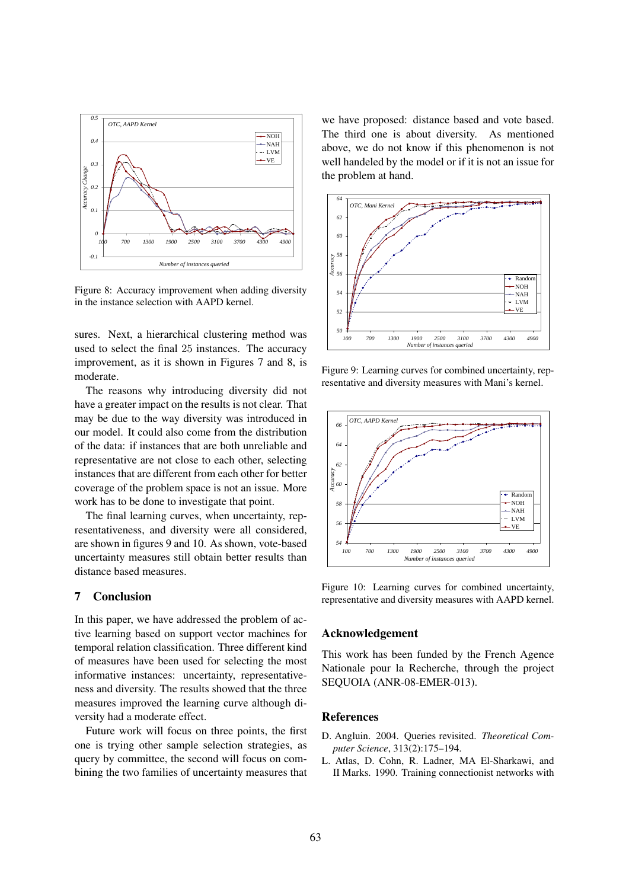Figure 8: Accuracy improvement when adding diversity in the instance selection with AAPD kernel.

sures. Next, a hierarchical clustering method was used to select the final 25 instances. The accuracy improvement, as it is shown in Figures 7 and 8, is moderate.

The reasons why introducing diversity did not have a greater impact on the results is not clear. That may be due to the way diversity was introduced in our model. It could also come from the distribution of the data: if instances that are both unreliable and representative are not close to each other, selecting instances that are different from each other for better coverage of the problem space is not an issue. More work has to be done to investigate that point.

The final learning curves, when uncertainty, representativeness, and diversity were all considered, are shown in figures 9 and 10. As shown, vote-based uncertainty measures still obtain better results than distance based measures.

## 7 Conclusion

In this paper, we have addressed the problem of active learning based on support vector machines for temporal relation classification. Three different kind of measures have been used for selecting the most informative instances: uncertainty, representativeness and diversity. The results showed that the three measures improved the learning curve although diversity had a moderate effect.

Future work will focus on three points, the first one is trying other sample selection strategies, as query by committee, the second will focus on combining the two families of uncertainty measures that we have proposed: distance based and vote based. The third one is about diversity. As mentioned above, we do not know if this phenomenon is not well handeled by the model or if it is not an issue for the problem at hand.

Figure 9: Learning curves for combined uncertainty, representative and diversity measures with Mani's kernel.

Figure 10: Learning curves for combined uncertainty, representative and diversity measures with AAPD kernel.

## Acknowledgement

This work has been funded by the French Agence Nationale pour la Recherche, through the project SEQUOIA (ANR-08-EMER-013).

## References

D. Angluin. 2004. Queries revisited. *Theoretical Computer Science*, 313(2):175–194.

L. Atlas, D. Cohn, R. Ladner, MA El-Sharkawi, and II Marks. 1990. Training connectionist networks with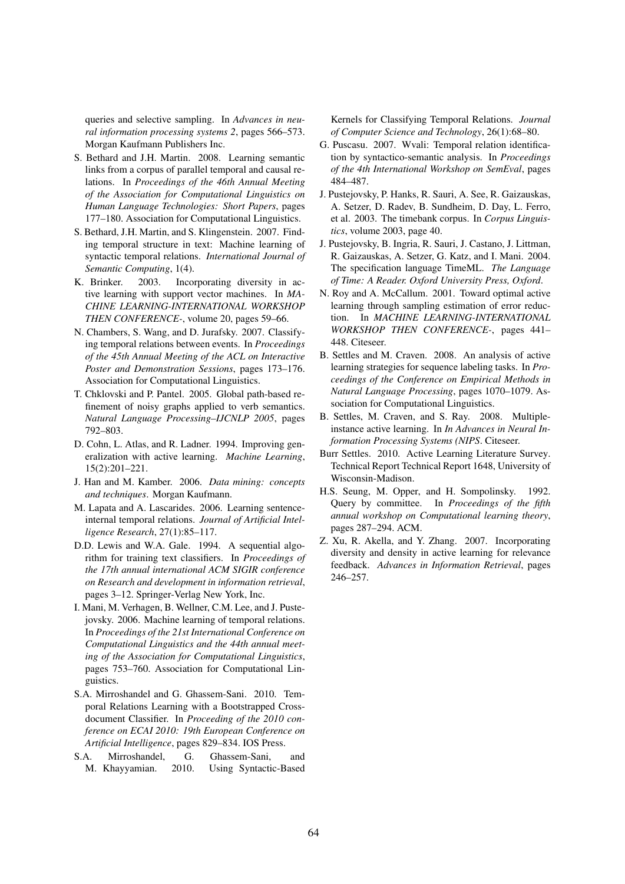queries and selective sampling. In *Advances in neural information processing systems 2*, pages 566–573. Morgan Kaufmann Publishers Inc.

S. Bethard and J.H. Martin. 2008. Learning semantic links from a corpus of parallel temporal and causal relations. In *Proceedings of the 46th Annual Meeting of the Association for Computational Linguistics on Human Language Technologies: Short Papers*, pages 177–180. Association for Computational Linguistics.

S. Bethard, J.H. Martin, and S. Klingenstein. 2007. Finding temporal structure in text: Machine learning of syntactic temporal relations. *International Journal of Semantic Computing*, 1(4).

K. Brinker. 2003. Incorporating diversity in active learning with support vector machines. In *MACHINE LEARNING-INTERNATIONAL WORKSHOP THEN CONFERENCE-*, volume 20, pages 59–66.

N. Chambers, S. Wang, and D. Jurafsky. 2007. Classifying temporal relations between events. In *Proceedings of the 45th Annual Meeting of the ACL on Interactive Poster and Demonstration Sessions*, pages 173–176. Association for Computational Linguistics.

T. Chklovski and P. Pantel. 2005. Global path-based refinement of noisy graphs applied to verb semantics. *Natural Language Processing–IJCNLP 2005*, pages 792–803.

D. Cohn, L. Atlas, and R. Ladner. 1994. Improving generalization with active learning. *Machine Learning*, 15(2):201–221.

J. Han and M. Kamber. 2006. *Data mining: concepts and techniques*. Morgan Kaufmann.

M. Lapata and A. Lascarides. 2006. Learning sentence-internal temporal relations. *Journal of Artificial Intelligence Research*, 27(1):85–117.

D.D. Lewis and W.A. Gale. 1994. A sequential algorithm for training text classifiers. In *Proceedings of the 17th annual international ACM SIGIR conference on Research and development in information retrieval*, pages 3–12. Springer-Verlag New York, Inc.

I. Mani, M. Verhagen, B. Wellner, C.M. Lee, and J. Pustejovsky. 2006. Machine learning of temporal relations. In *Proceedings of the 21st International Conference on Computational Linguistics and the 44th annual meeting of the Association for Computational Linguistics*, pages 753–760. Association for Computational Linguistics.

S.A. Mirroshandel and G. Ghassem-Sani. 2010. Temporal Relations Learning with a Bootstrapped Cross-document Classifier. In *Proceeding of the 2010 conference on ECAI 2010: 19th European Conference on Artificial Intelligence*, pages 829–834. IOS Press.

S.A. Mirroshandel, G. Ghassem-Sani, and M. Khayyamian. 2010. Using Syntactic-Based Kernels for Classifying Temporal Relations. *Journal of Computer Science and Technology*, 26(1):68–80.

G. Puscasu. 2007. Wvali: Temporal relation identification by syntactico-semantic analysis. In *Proceedings of the 4th International Workshop on SemEval*, pages 484–487.

J. Pustejovsky, P. Hanks, R. Sauri, A. See, R. Gaizauskas, A. Setzer, D. Radev, B. Sundheim, D. Day, L. Ferro, et al. 2003. The timebank corpus. In *Corpus Linguistics*, volume 2003, page 40.

J. Pustejovsky, B. Ingria, R. Sauri, J. Castano, J. Littman, R. Gaizauskas, A. Setzer, G. Katz, and I. Mani. 2004. The specification language TimeML. *The Language of Time: A Reader. Oxford University Press, Oxford*.

N. Roy and A. McCallum. 2001. Toward optimal active learning through sampling estimation of error reduction. In *MACHINE LEARNING-INTERNATIONAL WORKSHOP THEN CONFERENCE-*, pages 441–448. Citeseer.

B. Settles and M. Craven. 2008. An analysis of active learning strategies for sequence labeling tasks. In *Proceedings of the Conference on Empirical Methods in Natural Language Processing*, pages 1070–1079. Association for Computational Linguistics.

B. Settles, M. Craven, and S. Ray. 2008. Multiple-instance active learning. In *In Advances in Neural Information Processing Systems (NIPS*. Citeseer.

Burr Settles. 2010. Active Learning Literature Survey. Technical Report Technical Report 1648, University of Wisconsin-Madison.

H.S. Seung, M. Opper, and H. Sompolinsky. 1992. Query by committee. In *Proceedings of the fifth annual workshop on Computational learning theory*, pages 287–294. ACM.

Z. Xu, R. Akella, and Y. Zhang. 2007. Incorporating diversity and density in active learning for relevance feedback. *Advances in Information Retrieval*, pages 246–257.